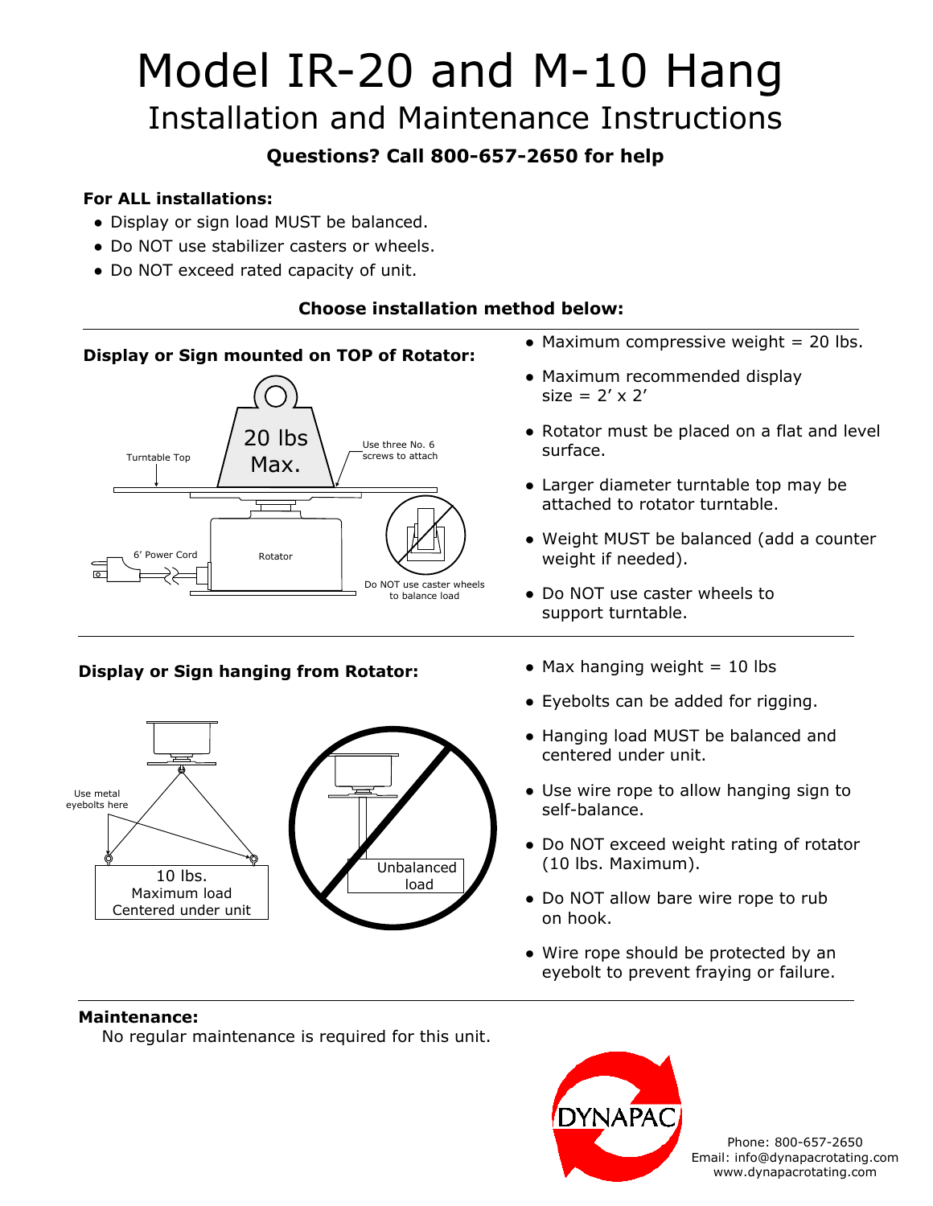# Model IR-20 and M-10 Hang

## Installation and Maintenance Instructions

**Questions? Call 800-657-2650 for help**

**For ALL installations:**

- Display or sign load MUST be balanced.
- Do NOT use stabilizer casters or wheels.
- Do NOT exceed rated capacity of unit.

**Choose installation method below:**

**Display or Sign mounted on TOP of Rotator:**

20 lbs Max.

Turntable Top

Use three No. 6 screws to attach

6' Power Cord

Rotator

Do NOT use caster wheels to balance load

- Maximum compressive weight = 20 lbs.
- Maximum recommended display size = 2' x 2'
- Rotator must be placed on a flat and level surface.
- Larger diameter turntable top may be attached to rotator turntable.
- Weight MUST be balanced (add a counter weight if needed).
- Do NOT use caster wheels to support turntable.

**Display or Sign hanging from Rotator:**

Use metal eyebolts here

10 lbs. Maximum load Centered under unit

Unbalanced load

- Max hanging weight = 10 lbs
- Eyebolts can be added for rigging.
- Hanging load MUST be balanced and centered under unit.
- Use wire rope to allow hanging sign to self-balance.
- Do NOT exceed weight rating of rotator (10 lbs. Maximum).
- Do NOT allow bare wire rope to rub on hook.
- Wire rope should be protected by an eyebolt to prevent fraying or failure.

**Maintenance:**

No regular maintenance is required for this unit.

DYNAPAC

Phone: 800-657-2650
Email: info@dynapacrotating.com
www.dynapacrotating.com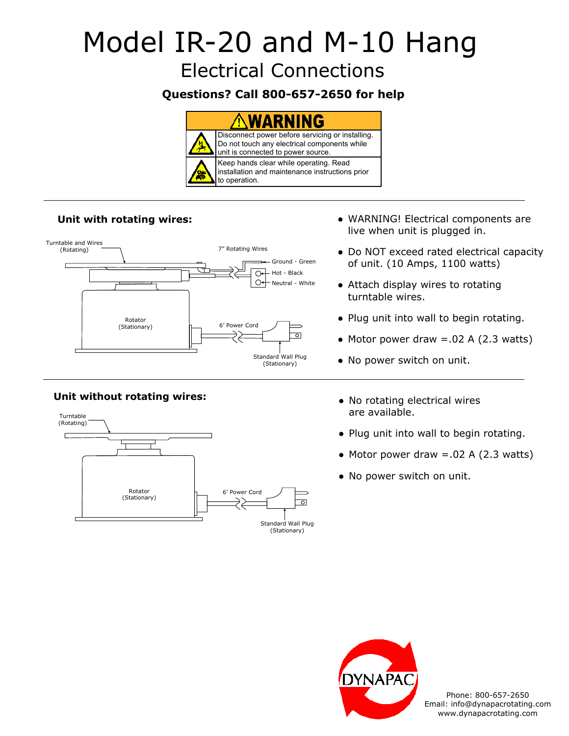# Model IR-20 and M-10 Hang

## Electrical Connections

**Questions? Call 800-657-2650 for help**

**⚠WARNING**

Disconnect power before servicing or installing. Do not touch any electrical components while unit is connected to power source.

Keep hands clear while operating. Read installation and maintenance instructions prior to operation.

---

### Unit with rotating wires:

Turntable and Wires (Rotating)

7" Rotating Wires

Ground - Green

Hot - Black

Neutral - White

Rotator (Stationary)

6' Power Cord

Standard Wall Plug (Stationary)

- WARNING! Electrical components are live when unit is plugged in.
- Do NOT exceed rated electrical capacity of unit. (10 Amps, 1100 watts)
- Attach display wires to rotating turntable wires.
- Plug unit into wall to begin rotating.
- Motor power draw =.02 A (2.3 watts)
- No power switch on unit.

---

### Unit without rotating wires:

Turntable (Rotating)

Rotator (Stationary)

6' Power Cord

Standard Wall Plug (Stationary)

- No rotating electrical wires are available.
- Plug unit into wall to begin rotating.
- Motor power draw =.02 A (2.3 watts)
- No power switch on unit.

DYNAPAC

Phone: 800-657-2650
Email: info@dynapacrotating.com
www.dynapacrotating.com